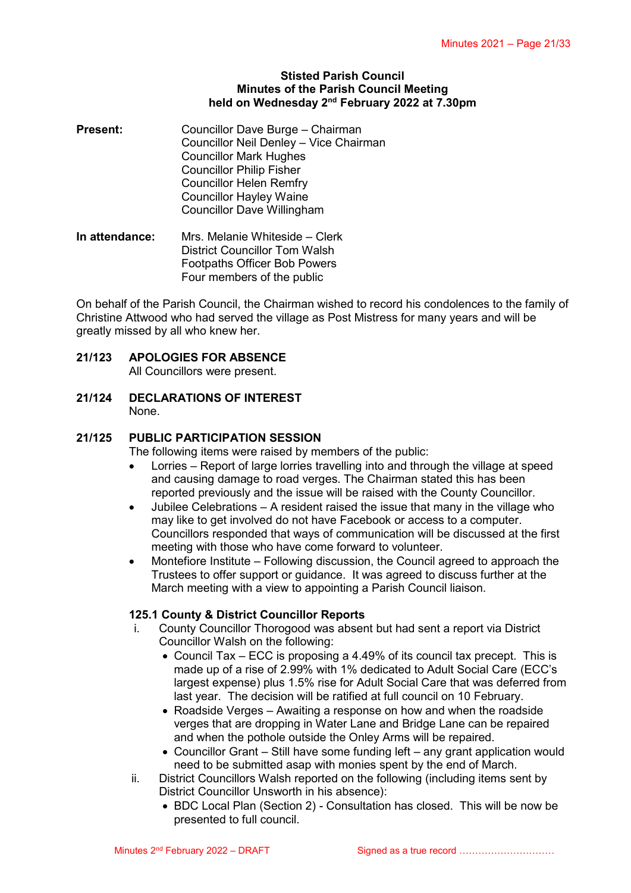# Stisted Parish Council
## Minutes of the Parish Council Meeting
### held on Wednesday 2nd February 2022 at 7.30pm

**Present:**
Councillor Dave Burge – Chairman
Councillor Neil Denley – Vice Chairman
Councillor Mark Hughes
Councillor Philip Fisher
Councillor Helen Remfry
Councillor Hayley Waine
Councillor Dave Willingham

**In attendance:**
Mrs. Melanie Whiteside – Clerk
District Councillor Tom Walsh
Footpaths Officer Bob Powers
Four members of the public

On behalf of the Parish Council, the Chairman wished to record his condolences to the family of Christine Attwood who had served the village as Post Mistress for many years and will be greatly missed by all who knew her.

**21/123 APOLOGIES FOR ABSENCE**

All Councillors were present.

**21/124 DECLARATIONS OF INTEREST**

None.

**21/125 PUBLIC PARTICIPATION SESSION**

The following items were raised by members of the public:

- Lorries – Report of large lorries travelling into and through the village at speed and causing damage to road verges. The Chairman stated this has been reported previously and the issue will be raised with the County Councillor.
- Jubilee Celebrations – A resident raised the issue that many in the village who may like to get involved do not have Facebook or access to a computer. Councillors responded that ways of communication will be discussed at the first meeting with those who have come forward to volunteer.
- Montefiore Institute – Following discussion, the Council agreed to approach the Trustees to offer support or guidance. It was agreed to discuss further at the March meeting with a view to appointing a Parish Council liaison.

**125.1 County & District Councillor Reports**

i. County Councillor Thorogood was absent but had sent a report via District Councillor Walsh on the following:
   - Council Tax – ECC is proposing a 4.49% of its council tax precept. This is made up of a rise of 2.99% with 1% dedicated to Adult Social Care (ECC's largest expense) plus 1.5% rise for Adult Social Care that was deferred from last year. The decision will be ratified at full council on 10 February.
   - Roadside Verges – Awaiting a response on how and when the roadside verges that are dropping in Water Lane and Bridge Lane can be repaired and when the pothole outside the Onley Arms will be repaired.
   - Councillor Grant – Still have some funding left – any grant application would need to be submitted asap with monies spent by the end of March.

ii. District Councillors Walsh reported on the following (including items sent by District Councillor Unsworth in his absence):
   - BDC Local Plan (Section 2) - Consultation has closed. This will be now be presented to full council.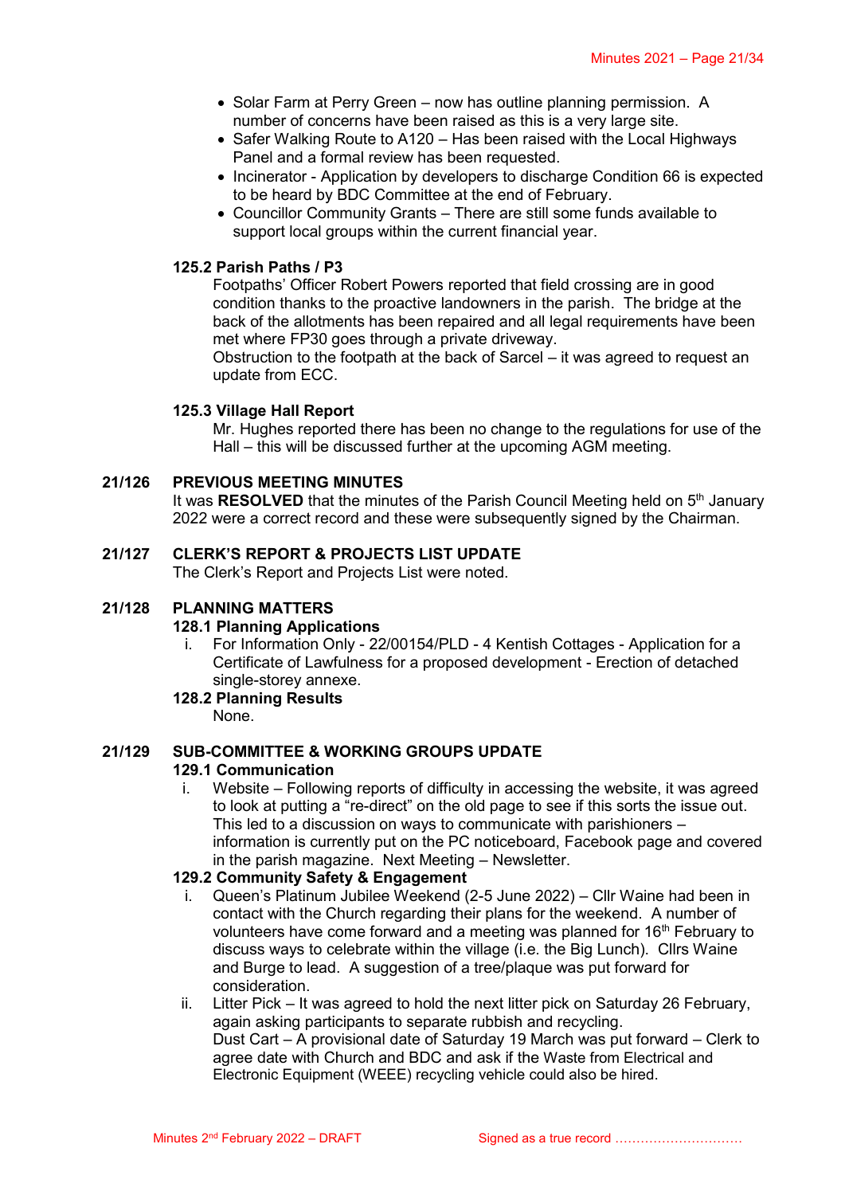- Solar Farm at Perry Green – now has outline planning permission. A number of concerns have been raised as this is a very large site.
- Safer Walking Route to A120 – Has been raised with the Local Highways Panel and a formal review has been requested.
- Incinerator - Application by developers to discharge Condition 66 is expected to be heard by BDC Committee at the end of February.
- Councillor Community Grants – There are still some funds available to support local groups within the current financial year.

**125.2 Parish Paths / P3**

Footpaths' Officer Robert Powers reported that field crossing are in good condition thanks to the proactive landowners in the parish. The bridge at the back of the allotments has been repaired and all legal requirements have been met where FP30 goes through a private driveway.
Obstruction to the footpath at the back of Sarcel – it was agreed to request an update from ECC.

**125.3 Village Hall Report**

Mr. Hughes reported there has been no change to the regulations for use of the Hall – this will be discussed further at the upcoming AGM meeting.

## 21/126 PREVIOUS MEETING MINUTES

It was **RESOLVED** that the minutes of the Parish Council Meeting held on 5th January 2022 were a correct record and these were subsequently signed by the Chairman.

## 21/127 CLERK'S REPORT & PROJECTS LIST UPDATE

The Clerk's Report and Projects List were noted.

## 21/128 PLANNING MATTERS

**128.1 Planning Applications**

i. For Information Only - 22/00154/PLD - 4 Kentish Cottages - Application for a Certificate of Lawfulness for a proposed development - Erection of detached single-storey annexe.

**128.2 Planning Results**

None.

## 21/129 SUB-COMMITTEE & WORKING GROUPS UPDATE

**129.1 Communication**

i. Website – Following reports of difficulty in accessing the website, it was agreed to look at putting a "re-direct" on the old page to see if this sorts the issue out. This led to a discussion on ways to communicate with parishioners – information is currently put on the PC noticeboard, Facebook page and covered in the parish magazine. Next Meeting – Newsletter.

**129.2 Community Safety & Engagement**

i. Queen's Platinum Jubilee Weekend (2-5 June 2022) – Cllr Waine had been in contact with the Church regarding their plans for the weekend. A number of volunteers have come forward and a meeting was planned for 16th February to discuss ways to celebrate within the village (i.e. the Big Lunch). Cllrs Waine and Burge to lead. A suggestion of a tree/plaque was put forward for consideration.

ii. Litter Pick – It was agreed to hold the next litter pick on Saturday 26 February, again asking participants to separate rubbish and recycling.
Dust Cart – A provisional date of Saturday 19 March was put forward – Clerk to agree date with Church and BDC and ask if the Waste from Electrical and Electronic Equipment (WEEE) recycling vehicle could also be hired.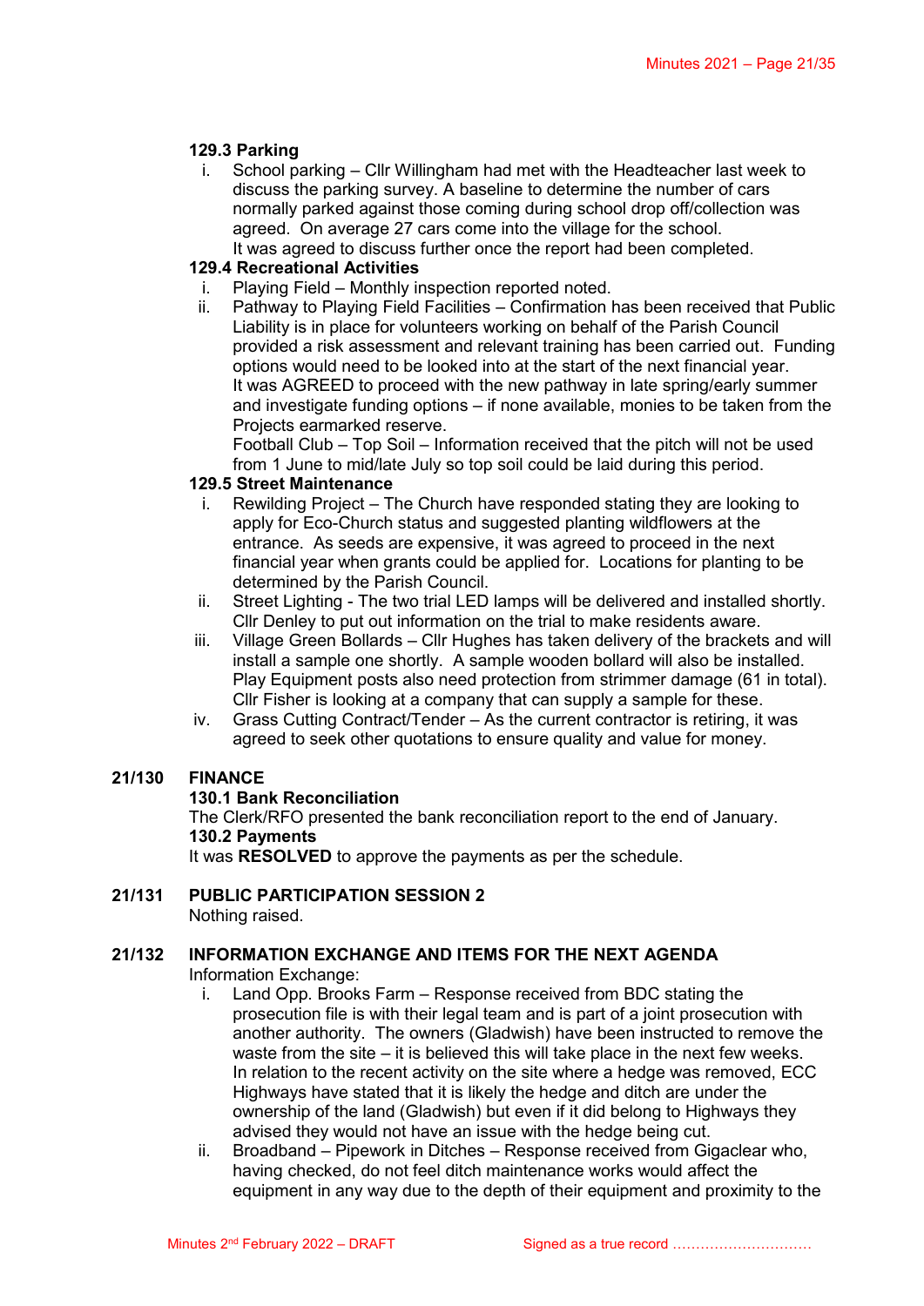**129.3 Parking**

i. School parking – Cllr Willingham had met with the Headteacher last week to discuss the parking survey. A baseline to determine the number of cars normally parked against those coming during school drop off/collection was agreed. On average 27 cars come into the village for the school.
It was agreed to discuss further once the report had been completed.

**129.4 Recreational Activities**

i. Playing Field – Monthly inspection reported noted.
ii. Pathway to Playing Field Facilities – Confirmation has been received that Public Liability is in place for volunteers working on behalf of the Parish Council provided a risk assessment and relevant training has been carried out. Funding options would need to be looked into at the start of the next financial year.
It was AGREED to proceed with the new pathway in late spring/early summer and investigate funding options – if none available, monies to be taken from the Projects earmarked reserve.
Football Club – Top Soil – Information received that the pitch will not be used from 1 June to mid/late July so top soil could be laid during this period.

**129.5 Street Maintenance**

i. Rewilding Project – The Church have responded stating they are looking to apply for Eco-Church status and suggested planting wildflowers at the entrance. As seeds are expensive, it was agreed to proceed in the next financial year when grants could be applied for. Locations for planting to be determined by the Parish Council.
ii. Street Lighting - The two trial LED lamps will be delivered and installed shortly. Cllr Denley to put out information on the trial to make residents aware.
iii. Village Green Bollards – Cllr Hughes has taken delivery of the brackets and will install a sample one shortly. A sample wooden bollard will also be installed. Play Equipment posts also need protection from strimmer damage (61 in total). Cllr Fisher is looking at a company that can supply a sample for these.
iv. Grass Cutting Contract/Tender – As the current contractor is retiring, it was agreed to seek other quotations to ensure quality and value for money.

**21/130 FINANCE**

**130.1 Bank Reconciliation**

The Clerk/RFO presented the bank reconciliation report to the end of January.

**130.2 Payments**

It was **RESOLVED** to approve the payments as per the schedule.

**21/131 PUBLIC PARTICIPATION SESSION 2**

Nothing raised.

**21/132 INFORMATION EXCHANGE AND ITEMS FOR THE NEXT AGENDA**

Information Exchange:

i. Land Opp. Brooks Farm – Response received from BDC stating the prosecution file is with their legal team and is part of a joint prosecution with another authority. The owners (Gladwish) have been instructed to remove the waste from the site – it is believed this will take place in the next few weeks.
In relation to the recent activity on the site where a hedge was removed, ECC Highways have stated that it is likely the hedge and ditch are under the ownership of the land (Gladwish) but even if it did belong to Highways they advised they would not have an issue with the hedge being cut.
ii. Broadband – Pipework in Ditches – Response received from Gigaclear who, having checked, do not feel ditch maintenance works would affect the equipment in any way due to the depth of their equipment and proximity to the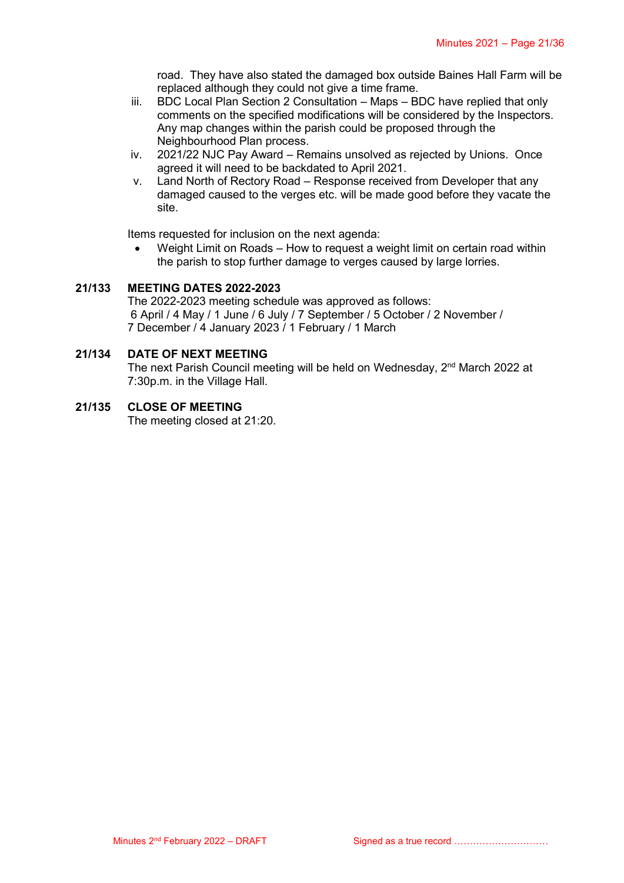road. They have also stated the damaged box outside Baines Hall Farm will be replaced although they could not give a time frame.

iii. BDC Local Plan Section 2 Consultation – Maps – BDC have replied that only comments on the specified modifications will be considered by the Inspectors. Any map changes within the parish could be proposed through the Neighbourhood Plan process.

iv. 2021/22 NJC Pay Award – Remains unsolved as rejected by Unions. Once agreed it will need to be backdated to April 2021.

v. Land North of Rectory Road – Response received from Developer that any damaged caused to the verges etc. will be made good before they vacate the site.

Items requested for inclusion on the next agenda:

- Weight Limit on Roads – How to request a weight limit on certain road within the parish to stop further damage to verges caused by large lorries.

**21/133 MEETING DATES 2022-2023**

The 2022-2023 meeting schedule was approved as follows:
6 April / 4 May / 1 June / 6 July / 7 September / 5 October / 2 November / 7 December / 4 January 2023 / 1 February / 1 March

**21/134 DATE OF NEXT MEETING**

The next Parish Council meeting will be held on Wednesday, 2nd March 2022 at 7:30p.m. in the Village Hall.

**21/135 CLOSE OF MEETING**

The meeting closed at 21:20.

Minutes 2nd February 2022 – DRAFT

Signed as a true record ……………………………